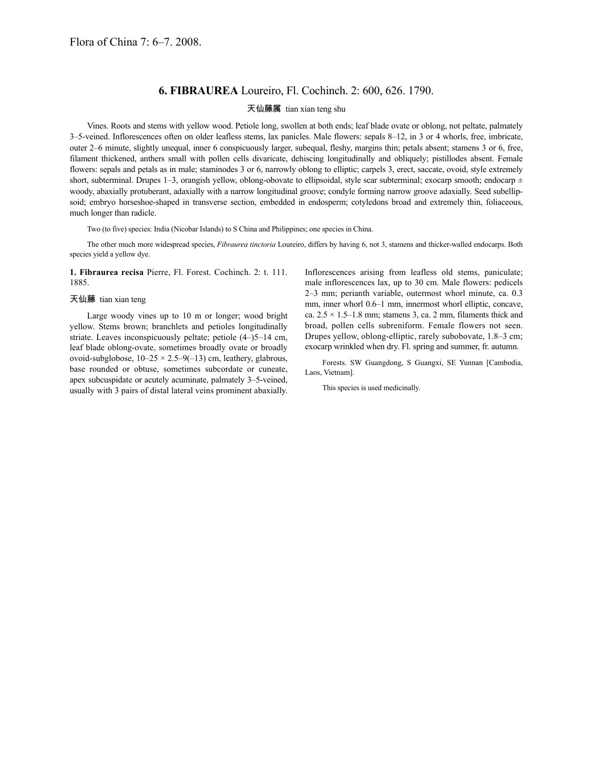Flora of China 7: 6–7. 2008.

## 6. FIBRAUREA Loureiro, Fl. Cochinch. 2: 600, 626. 1790.

天仙藤属 tian xian teng shu

Vines. Roots and stems with yellow wood. Petiole long, swollen at both ends; leaf blade ovate or oblong, not peltate, palmately 3–5-veined. Inflorescences often on older leafless stems, lax panicles. Male flowers: sepals 8–12, in 3 or 4 whorls, free, imbricate, outer 2–6 minute, slightly unequal, inner 6 conspicuously larger, subequal, fleshy, margins thin; petals absent; stamens 3 or 6, free, filament thickened, anthers small with pollen cells divaricate, dehiscing longitudinally and obliquely; pistillodes absent. Female flowers: sepals and petals as in male; staminodes 3 or 6, narrowly oblong to elliptic; carpels 3, erect, saccate, ovoid, style extremely short, subterminal. Drupes 1–3, orangish yellow, oblong-obovate to ellipsoidal, style scar subterminal; exocarp smooth; endocarp ± woody, abaxially protuberant, adaxially with a narrow longitudinal groove; condyle forming narrow groove adaxially. Seed subellipsoid; embryo horseshoe-shaped in transverse section, embedded in endosperm; cotyledons broad and extremely thin, foliaceous, much longer than radicle.

Two (to five) species: India (Nicobar Islands) to S China and Philippines; one species in China.

The other much more widespread species, *Fibraurea tinctoria* Loureiro, differs by having 6, not 3, stamens and thicker-walled endocarps. Both species yield a yellow dye.

**1. Fibraurea recisa** Pierre, Fl. Forest. Cochinch. 2: t. 111. 1885.

天仙藤 tian xian teng

Large woody vines up to 10 m or longer; wood bright yellow. Stems brown; branchlets and petioles longitudinally striate. Leaves inconspicuously peltate; petiole (4–)5–14 cm, leaf blade oblong-ovate, sometimes broadly ovate or broadly ovoid-subglobose, 10–25 × 2.5–9(–13) cm, leathery, glabrous, base rounded or obtuse, sometimes subcordate or cuneate, apex subcuspidate or acutely acuminate, palmately 3–5-veined, usually with 3 pairs of distal lateral veins prominent abaxially. Inflorescences arising from leafless old stems, paniculate; male inflorescences lax, up to 30 cm. Male flowers: pedicels 2–3 mm; perianth variable, outermost whorl minute, ca. 0.3 mm, inner whorl 0.6–1 mm, innermost whorl elliptic, concave, ca. 2.5 × 1.5–1.8 mm; stamens 3, ca. 2 mm, filaments thick and broad, pollen cells subreniform. Female flowers not seen. Drupes yellow, oblong-elliptic, rarely subobovate, 1.8–3 cm; exocarp wrinkled when dry. Fl. spring and summer, fr. autumn.

Forests. SW Guangdong, S Guangxi, SE Yunnan [Cambodia, Laos, Vietnam].

This species is used medicinally.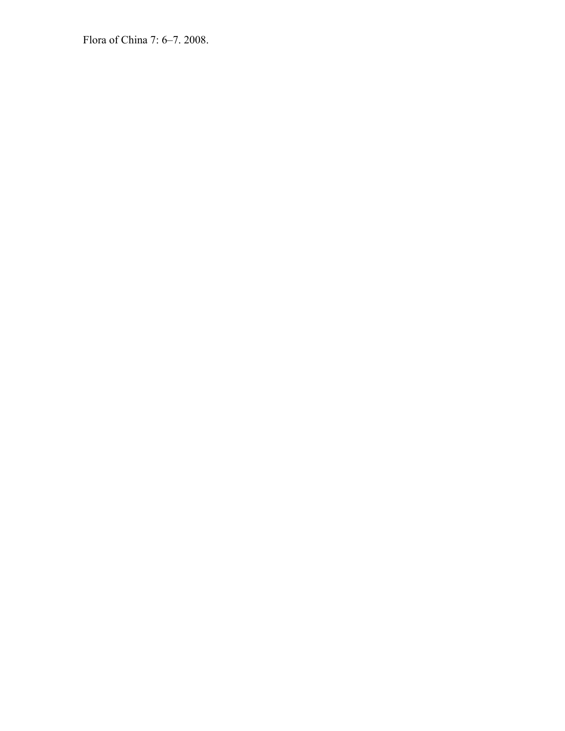Flora of China 7: 6–7. 2008.